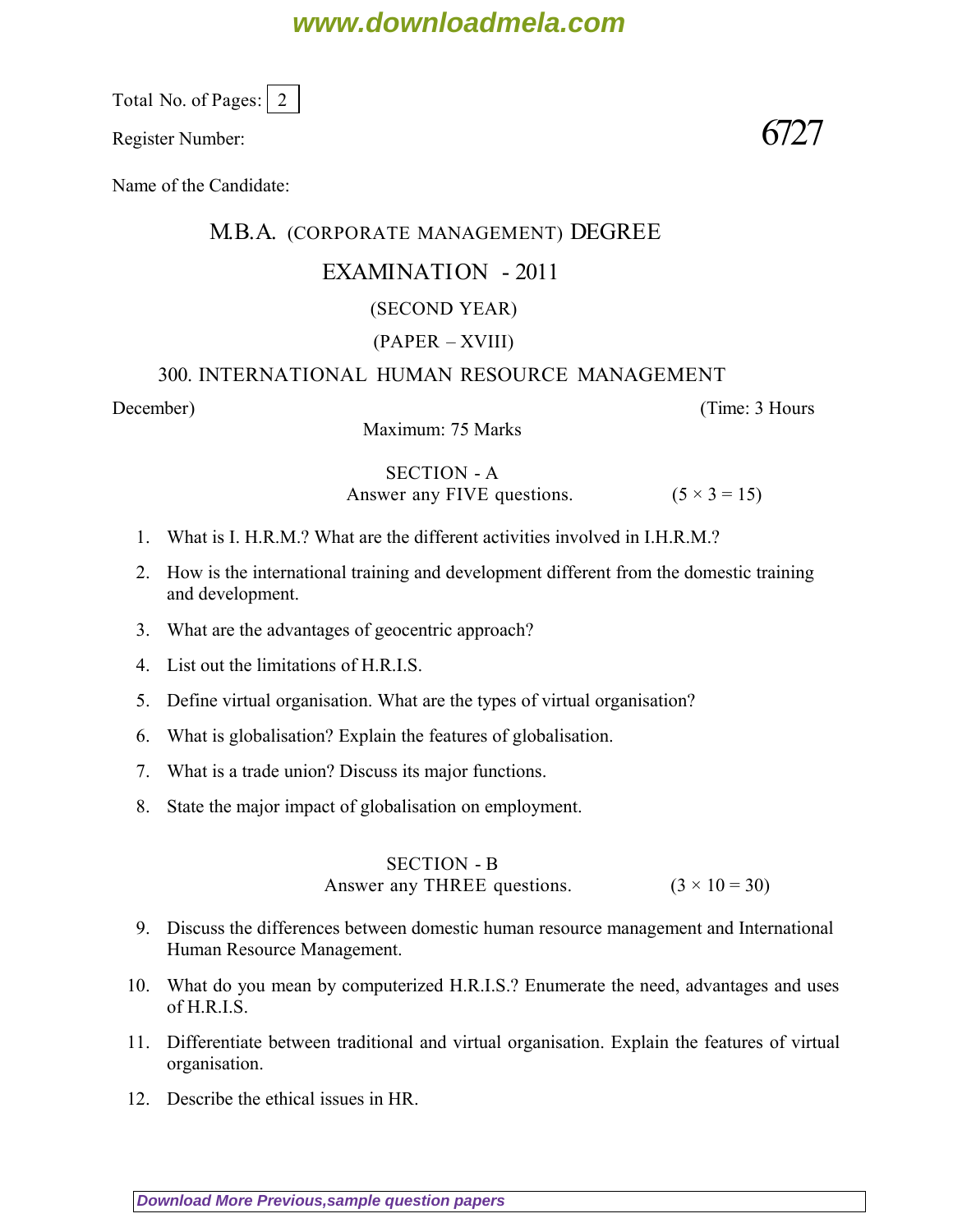Total No. of Pages: 2

Register Number: **6727**

Name of the Candidate:

# M.B.A. (CORPORATE MANAGEMENT) DEGREE

## EXAMINATION - 2011

(SECOND YEAR)

(PAPER – XVIII)

## 300. INTERNATIONAL HUMAN RESOURCE MANAGEMENT

December) (Time: 3 Hours

Maximum: 75 Marks

### SECTION - A

Answer any FIVE questions. (5 × 3 = 15)

1. What is I. H.R.M.? What are the different activities involved in I.H.R.M.?
2. How is the international training and development different from the domestic training and development.
3. What are the advantages of geocentric approach?
4. List out the limitations of H.R.I.S.
5. Define virtual organisation. What are the types of virtual organisation?
6. What is globalisation? Explain the features of globalisation.
7. What is a trade union? Discuss its major functions.
8. State the major impact of globalisation on employment.

### SECTION - B

Answer any THREE questions. (3 × 10 = 30)

9. Discuss the differences between domestic human resource management and International Human Resource Management.
10. What do you mean by computerized H.R.I.S.? Enumerate the need, advantages and uses of H.R.I.S.
11. Differentiate between traditional and virtual organisation. Explain the features of virtual organisation.
12. Describe the ethical issues in HR.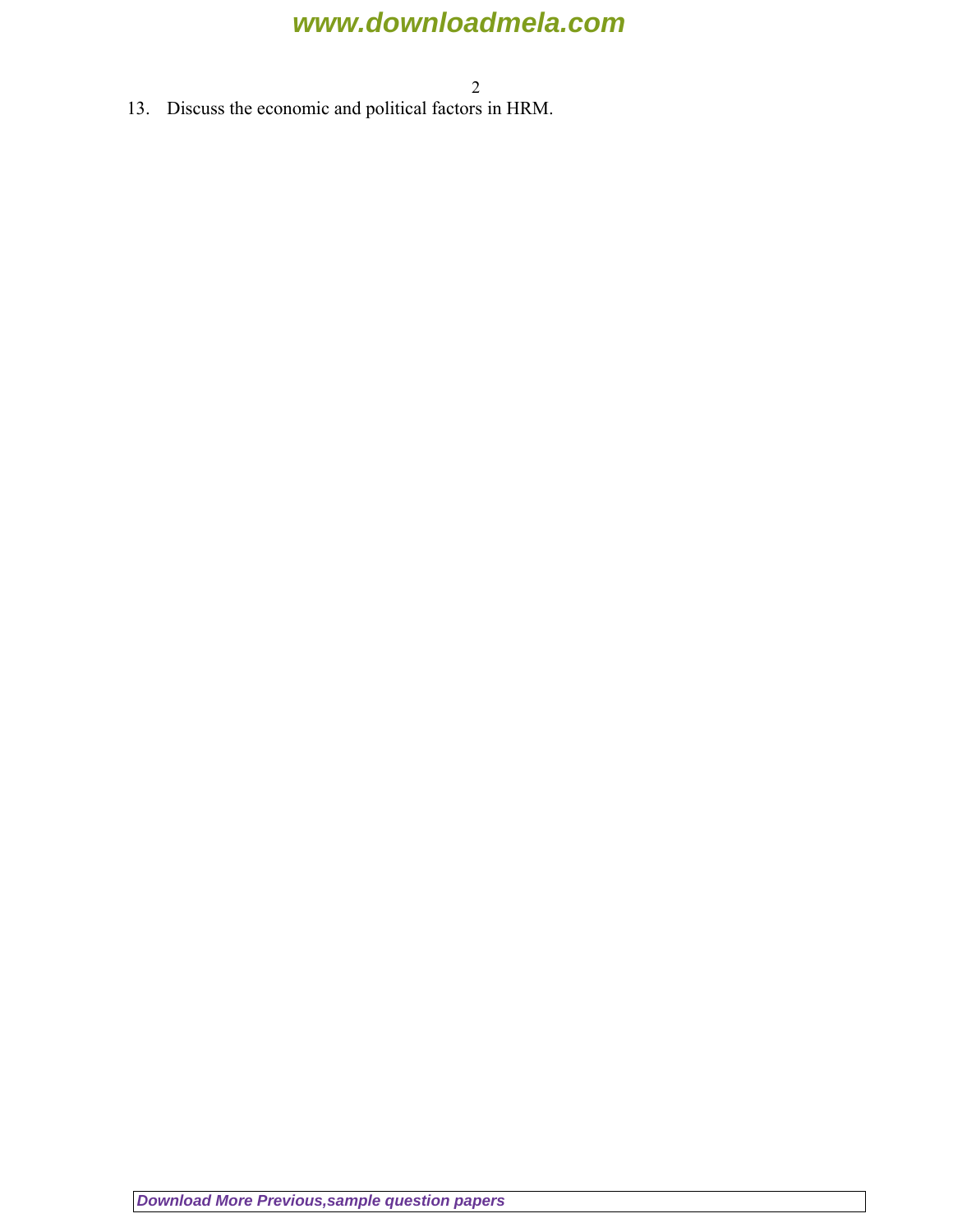13. Discuss the economic and political factors in HRM.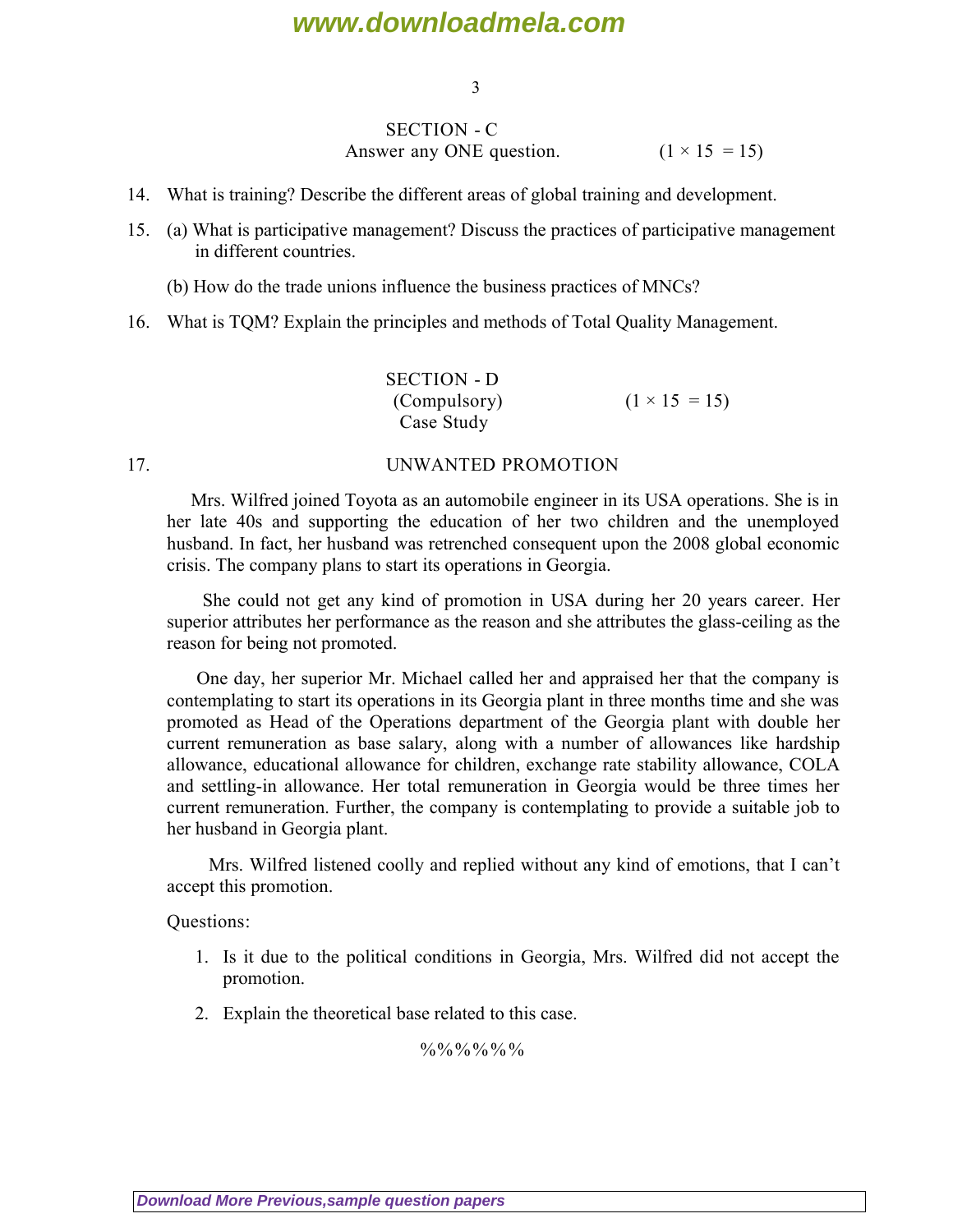## SECTION - C

Answer any ONE question. (1 × 15 = 15)

14. What is training? Describe the different areas of global training and development.

15. (a) What is participative management? Discuss the practices of participative management in different countries.

    (b) How do the trade unions influence the business practices of MNCs?

16. What is TQM? Explain the principles and methods of Total Quality Management.

## SECTION - D

(Compulsory) (1 × 15 = 15)

Case Study

17. UNWANTED PROMOTION

Mrs. Wilfred joined Toyota as an automobile engineer in its USA operations. She is in her late 40s and supporting the education of her two children and the unemployed husband. In fact, her husband was retrenched consequent upon the 2008 global economic crisis. The company plans to start its operations in Georgia.

She could not get any kind of promotion in USA during her 20 years career. Her superior attributes her performance as the reason and she attributes the glass-ceiling as the reason for being not promoted.

One day, her superior Mr. Michael called her and appraised her that the company is contemplating to start its operations in its Georgia plant in three months time and she was promoted as Head of the Operations department of the Georgia plant with double her current remuneration as base salary, along with a number of allowances like hardship allowance, educational allowance for children, exchange rate stability allowance, COLA and settling-in allowance. Her total remuneration in Georgia would be three times her current remuneration. Further, the company is contemplating to provide a suitable job to her husband in Georgia plant.

Mrs. Wilfred listened coolly and replied without any kind of emotions, that I can't accept this promotion.

Questions:

1. Is it due to the political conditions in Georgia, Mrs. Wilfred did not accept the promotion.
2. Explain the theoretical base related to this case.

%%%%%%